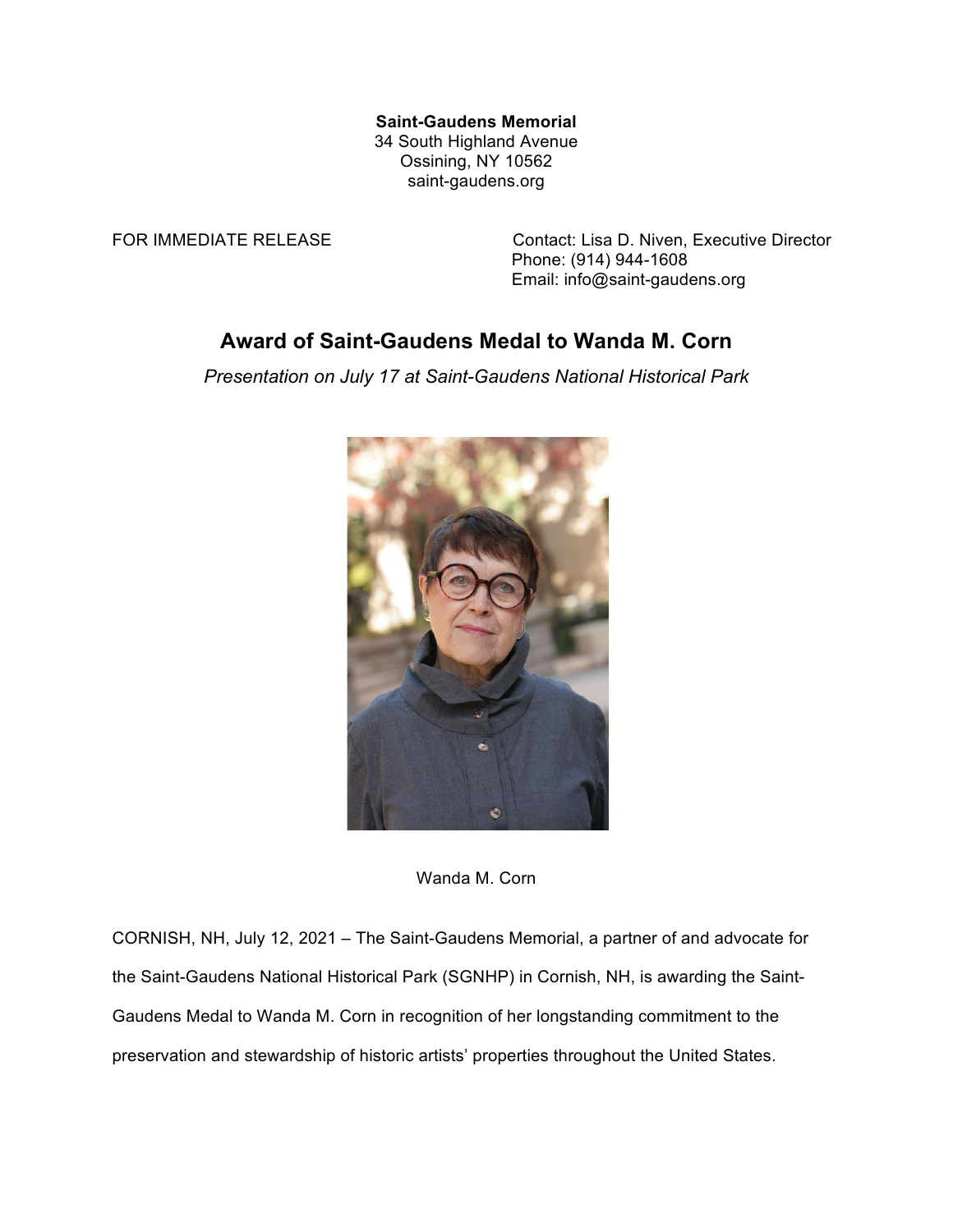**Saint-Gaudens Memorial**
34 South Highland Avenue
Ossining, NY 10562
saint-gaudens.org

FOR IMMEDIATE RELEASE

Contact: Lisa D. Niven, Executive Director
Phone: (914) 944-1608
Email: info@saint-gaudens.org

# Award of Saint-Gaudens Medal to Wanda M. Corn

*Presentation on July 17 at Saint-Gaudens National Historical Park*

Wanda M. Corn

CORNISH, NH, July 12, 2021 – The Saint-Gaudens Memorial, a partner of and advocate for the Saint-Gaudens National Historical Park (SGNHP) in Cornish, NH, is awarding the Saint-Gaudens Medal to Wanda M. Corn in recognition of her longstanding commitment to the preservation and stewardship of historic artists' properties throughout the United States.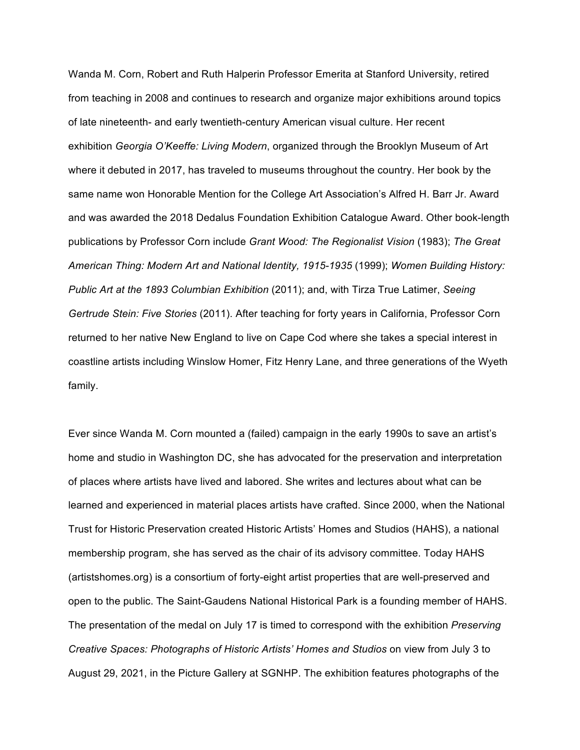Wanda M. Corn, Robert and Ruth Halperin Professor Emerita at Stanford University, retired from teaching in 2008 and continues to research and organize major exhibitions around topics of late nineteenth- and early twentieth-century American visual culture. Her recent exhibition *Georgia O'Keeffe: Living Modern*, organized through the Brooklyn Museum of Art where it debuted in 2017, has traveled to museums throughout the country. Her book by the same name won Honorable Mention for the College Art Association's Alfred H. Barr Jr. Award and was awarded the 2018 Dedalus Foundation Exhibition Catalogue Award. Other book-length publications by Professor Corn include *Grant Wood: The Regionalist Vision* (1983); *The Great American Thing: Modern Art and National Identity, 1915-1935* (1999); *Women Building History: Public Art at the 1893 Columbian Exhibition* (2011); and, with Tirza True Latimer, *Seeing Gertrude Stein: Five Stories* (2011). After teaching for forty years in California, Professor Corn returned to her native New England to live on Cape Cod where she takes a special interest in coastline artists including Winslow Homer, Fitz Henry Lane, and three generations of the Wyeth family.

Ever since Wanda M. Corn mounted a (failed) campaign in the early 1990s to save an artist's home and studio in Washington DC, she has advocated for the preservation and interpretation of places where artists have lived and labored. She writes and lectures about what can be learned and experienced in material places artists have crafted. Since 2000, when the National Trust for Historic Preservation created Historic Artists' Homes and Studios (HAHS), a national membership program, she has served as the chair of its advisory committee. Today HAHS (artistshomes.org) is a consortium of forty-eight artist properties that are well-preserved and open to the public. The Saint-Gaudens National Historical Park is a founding member of HAHS. The presentation of the medal on July 17 is timed to correspond with the exhibition *Preserving Creative Spaces: Photographs of Historic Artists' Homes and Studios* on view from July 3 to August 29, 2021, in the Picture Gallery at SGNHP. The exhibition features photographs of the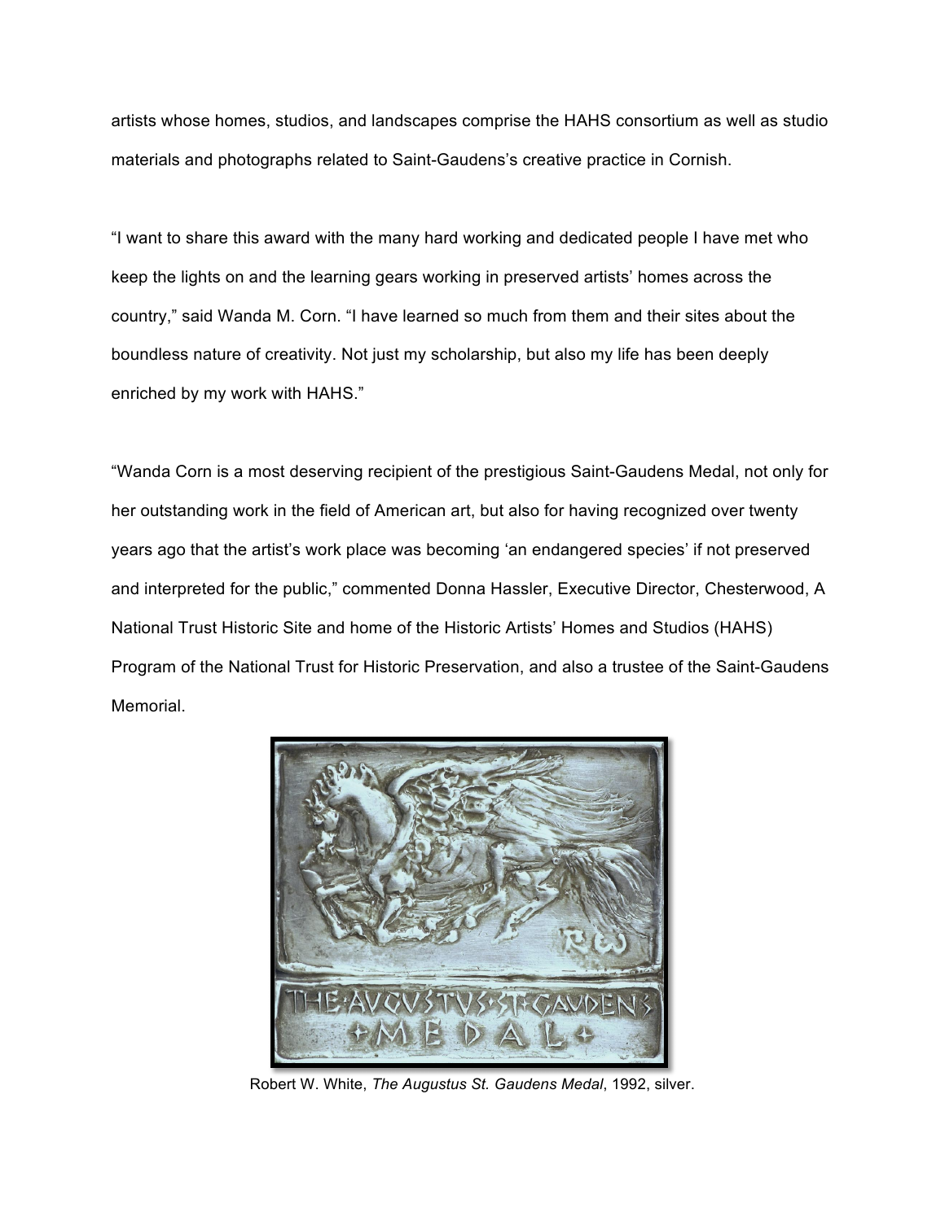artists whose homes, studios, and landscapes comprise the HAHS consortium as well as studio materials and photographs related to Saint-Gaudens's creative practice in Cornish.

"I want to share this award with the many hard working and dedicated people I have met who keep the lights on and the learning gears working in preserved artists' homes across the country," said Wanda M. Corn. "I have learned so much from them and their sites about the boundless nature of creativity. Not just my scholarship, but also my life has been deeply enriched by my work with HAHS."

"Wanda Corn is a most deserving recipient of the prestigious Saint-Gaudens Medal, not only for her outstanding work in the field of American art, but also for having recognized over twenty years ago that the artist's work place was becoming 'an endangered species' if not preserved and interpreted for the public," commented Donna Hassler, Executive Director, Chesterwood, A National Trust Historic Site and home of the Historic Artists' Homes and Studios (HAHS) Program of the National Trust for Historic Preservation, and also a trustee of the Saint-Gaudens Memorial.

Robert W. White, *The Augustus St. Gaudens Medal*, 1992, silver.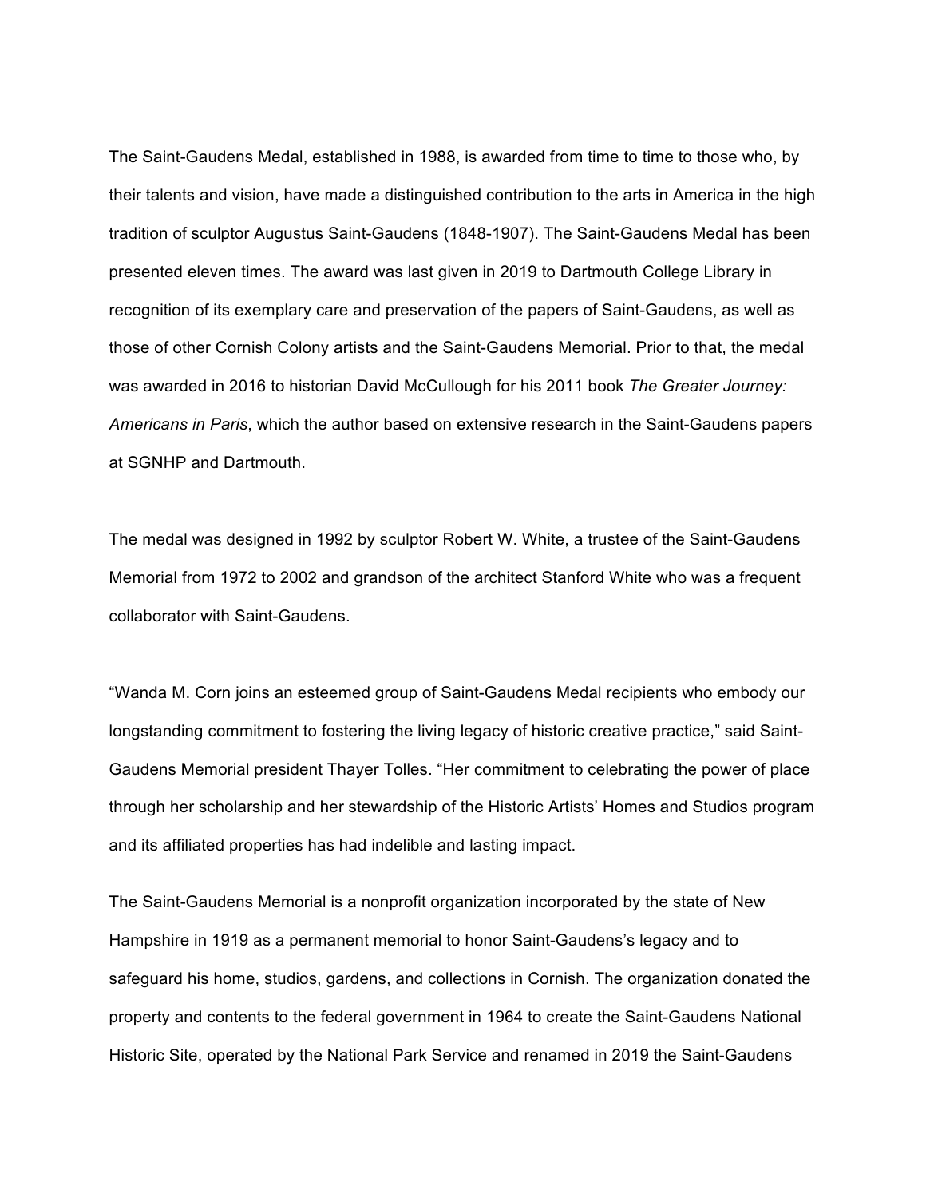The Saint-Gaudens Medal, established in 1988, is awarded from time to time to those who, by their talents and vision, have made a distinguished contribution to the arts in America in the high tradition of sculptor Augustus Saint-Gaudens (1848-1907). The Saint-Gaudens Medal has been presented eleven times. The award was last given in 2019 to Dartmouth College Library in recognition of its exemplary care and preservation of the papers of Saint-Gaudens, as well as those of other Cornish Colony artists and the Saint-Gaudens Memorial. Prior to that, the medal was awarded in 2016 to historian David McCullough for his 2011 book *The Greater Journey: Americans in Paris*, which the author based on extensive research in the Saint-Gaudens papers at SGNHP and Dartmouth.

The medal was designed in 1992 by sculptor Robert W. White, a trustee of the Saint-Gaudens Memorial from 1972 to 2002 and grandson of the architect Stanford White who was a frequent collaborator with Saint-Gaudens.

“Wanda M. Corn joins an esteemed group of Saint-Gaudens Medal recipients who embody our longstanding commitment to fostering the living legacy of historic creative practice,” said Saint-Gaudens Memorial president Thayer Tolles. “Her commitment to celebrating the power of place through her scholarship and her stewardship of the Historic Artists’ Homes and Studios program and its affiliated properties has had indelible and lasting impact.

The Saint-Gaudens Memorial is a nonprofit organization incorporated by the state of New Hampshire in 1919 as a permanent memorial to honor Saint-Gaudens’s legacy and to safeguard his home, studios, gardens, and collections in Cornish. The organization donated the property and contents to the federal government in 1964 to create the Saint-Gaudens National Historic Site, operated by the National Park Service and renamed in 2019 the Saint-Gaudens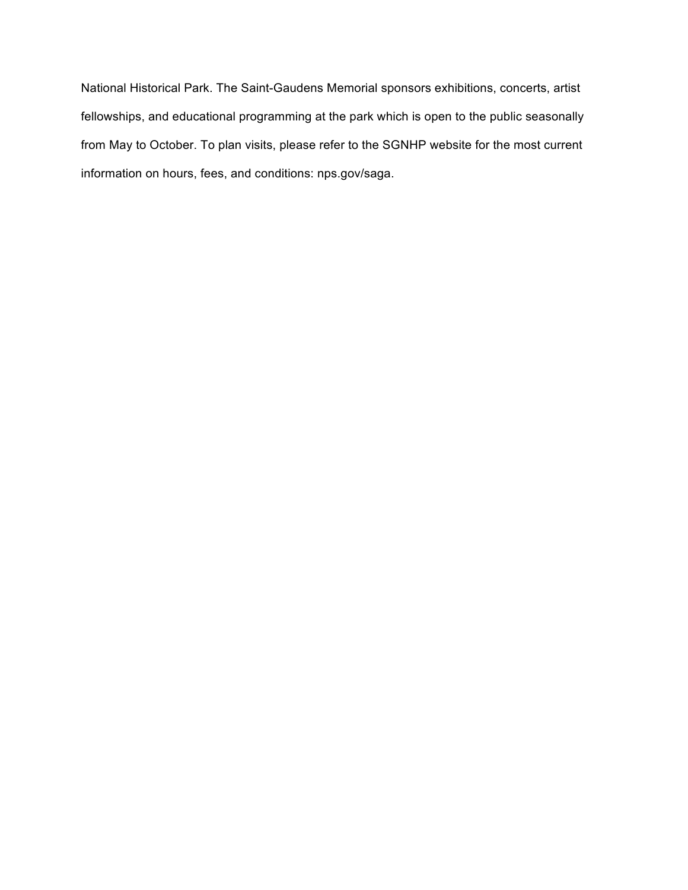National Historical Park. The Saint-Gaudens Memorial sponsors exhibitions, concerts, artist fellowships, and educational programming at the park which is open to the public seasonally from May to October. To plan visits, please refer to the SGNHP website for the most current information on hours, fees, and conditions: nps.gov/saga.